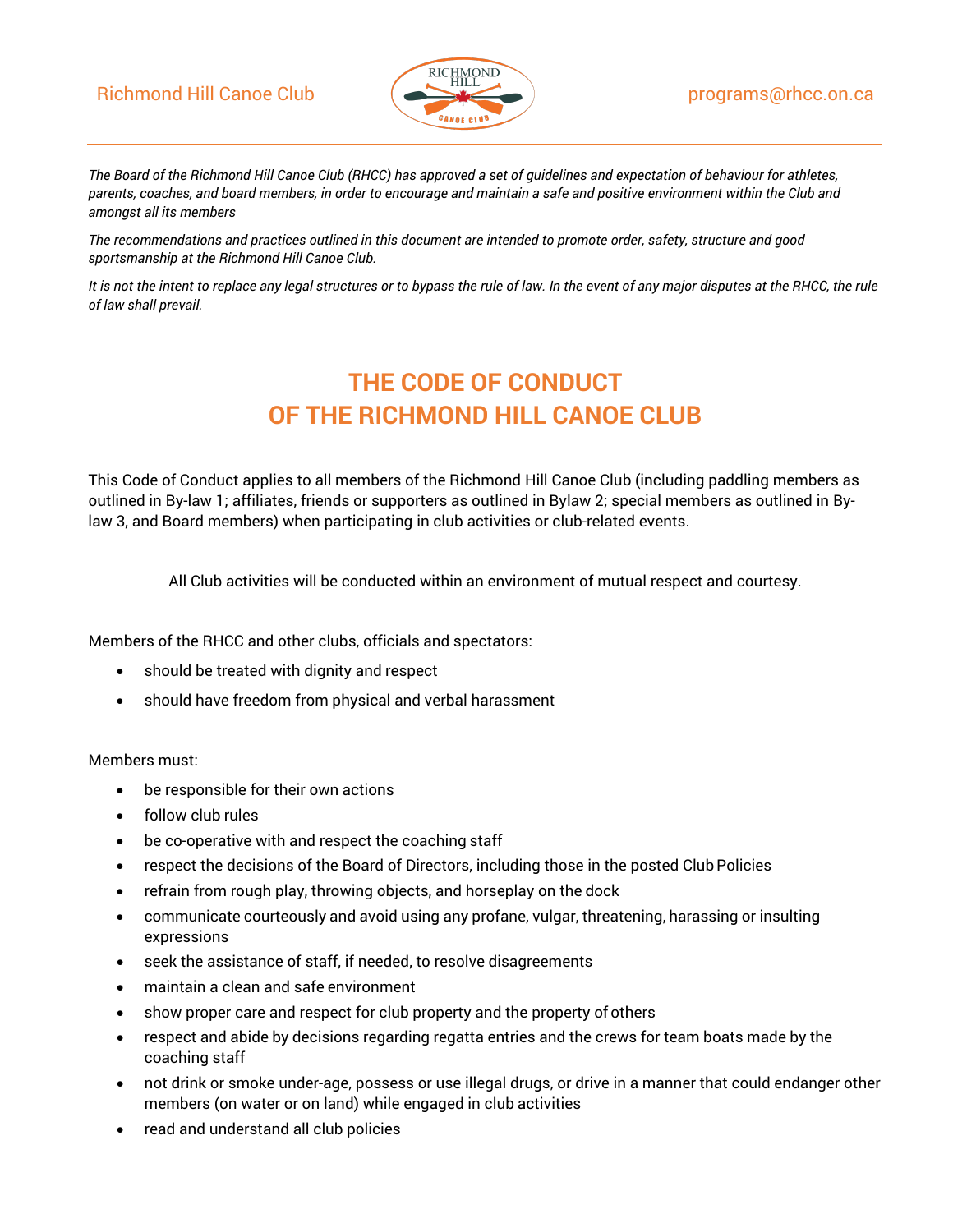Richmond Hill Canoe Club programs@rhcc.on.ca

*The Board of the Richmond Hill Canoe Club (RHCC) has approved a set of guidelines and expectation of behaviour for athletes, parents, coaches, and board members, in order to encourage and maintain a safe and positive environment within the Club and amongst all its members*

*The recommendations and practices outlined in this document are intended to promote order, safety, structure and good sportsmanship at the Richmond Hill Canoe Club.*

*It is not the intent to replace any legal structures or to bypass the rule of law. In the event of any major disputes at the RHCC, the rule of law shall prevail.*

# THE CODE OF CONDUCT OF THE RICHMOND HILL CANOE CLUB

This Code of Conduct applies to all members of the Richmond Hill Canoe Club (including paddling members as outlined in By-law 1; affiliates, friends or supporters as outlined in Bylaw 2; special members as outlined in By-law 3, and Board members) when participating in club activities or club-related events.

All Club activities will be conducted within an environment of mutual respect and courtesy.

Members of the RHCC and other clubs, officials and spectators:

- should be treated with dignity and respect
- should have freedom from physical and verbal harassment

Members must:

- be responsible for their own actions
- follow club rules
- be co-operative with and respect the coaching staff
- respect the decisions of the Board of Directors, including those in the posted Club Policies
- refrain from rough play, throwing objects, and horseplay on the dock
- communicate courteously and avoid using any profane, vulgar, threatening, harassing or insulting expressions
- seek the assistance of staff, if needed, to resolve disagreements
- maintain a clean and safe environment
- show proper care and respect for club property and the property of others
- respect and abide by decisions regarding regatta entries and the crews for team boats made by the coaching staff
- not drink or smoke under-age, possess or use illegal drugs, or drive in a manner that could endanger other members (on water or on land) while engaged in club activities
- read and understand all club policies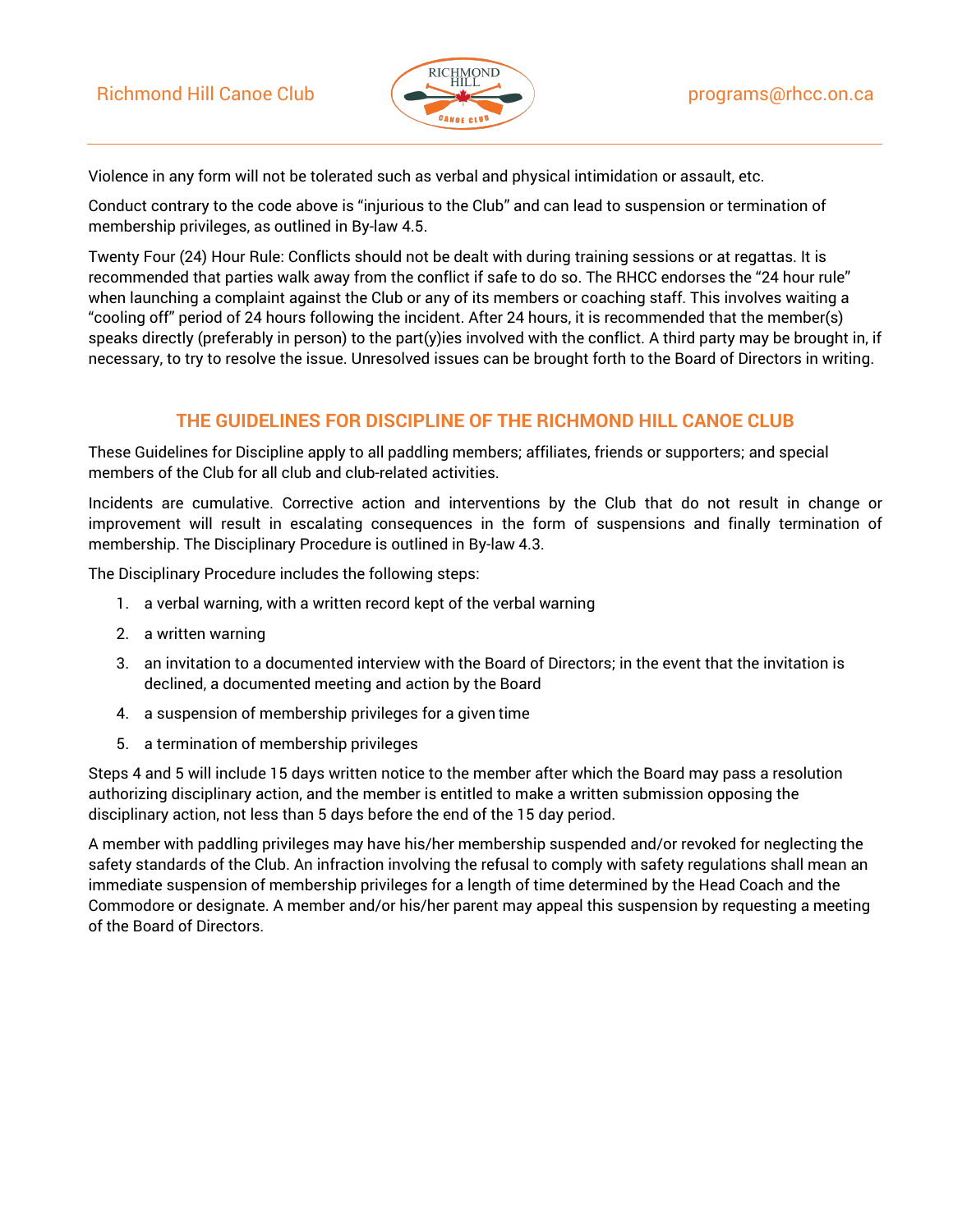Violence in any form will not be tolerated such as verbal and physical intimidation or assault, etc.

Conduct contrary to the code above is "injurious to the Club" and can lead to suspension or termination of membership privileges, as outlined in By-law 4.5.

Twenty Four (24) Hour Rule: Conflicts should not be dealt with during training sessions or at regattas. It is recommended that parties walk away from the conflict if safe to do so. The RHCC endorses the "24 hour rule" when launching a complaint against the Club or any of its members or coaching staff. This involves waiting a "cooling off" period of 24 hours following the incident. After 24 hours, it is recommended that the member(s) speaks directly (preferably in person) to the part(y)ies involved with the conflict. A third party may be brought in, if necessary, to try to resolve the issue. Unresolved issues can be brought forth to the Board of Directors in writing.

## THE GUIDELINES FOR DISCIPLINE OF THE RICHMOND HILL CANOE CLUB

These Guidelines for Discipline apply to all paddling members; affiliates, friends or supporters; and special members of the Club for all club and club-related activities.

Incidents are cumulative. Corrective action and interventions by the Club that do not result in change or improvement will result in escalating consequences in the form of suspensions and finally termination of membership. The Disciplinary Procedure is outlined in By-law 4.3.

The Disciplinary Procedure includes the following steps:

1. a verbal warning, with a written record kept of the verbal warning
2. a written warning
3. an invitation to a documented interview with the Board of Directors; in the event that the invitation is declined, a documented meeting and action by the Board
4. a suspension of membership privileges for a given time
5. a termination of membership privileges

Steps 4 and 5 will include 15 days written notice to the member after which the Board may pass a resolution authorizing disciplinary action, and the member is entitled to make a written submission opposing the disciplinary action, not less than 5 days before the end of the 15 day period.

A member with paddling privileges may have his/her membership suspended and/or revoked for neglecting the safety standards of the Club. An infraction involving the refusal to comply with safety regulations shall mean an immediate suspension of membership privileges for a length of time determined by the Head Coach and the Commodore or designate. A member and/or his/her parent may appeal this suspension by requesting a meeting of the Board of Directors.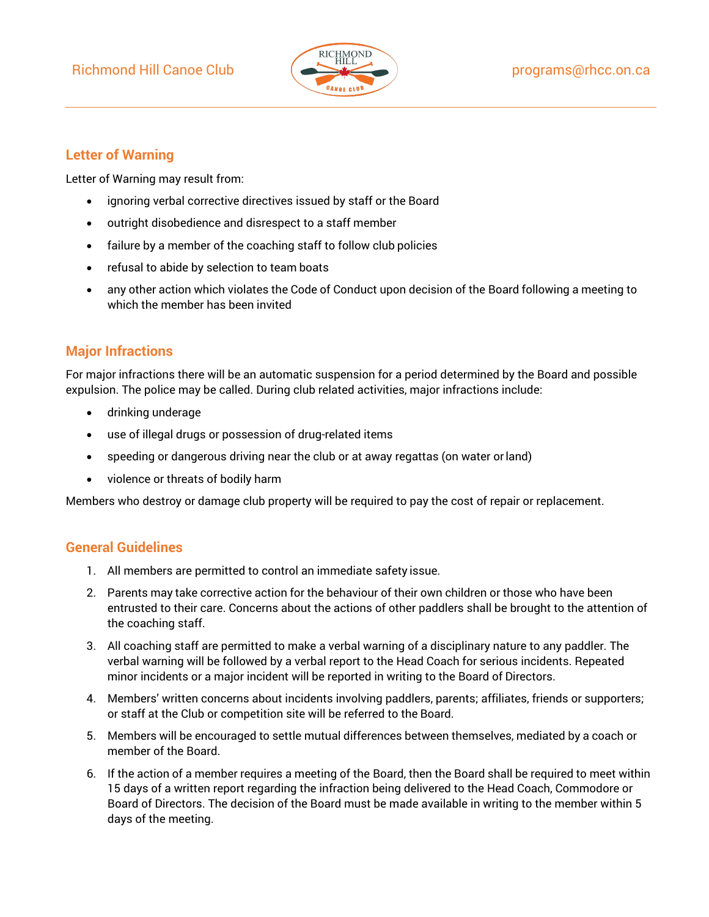## Letter of Warning

Letter of Warning may result from:

- ignoring verbal corrective directives issued by staff or the Board
- outright disobedience and disrespect to a staff member
- failure by a member of the coaching staff to follow club policies
- refusal to abide by selection to team boats
- any other action which violates the Code of Conduct upon decision of the Board following a meeting to which the member has been invited

## Major Infractions

For major infractions there will be an automatic suspension for a period determined by the Board and possible expulsion. The police may be called. During club related activities, major infractions include:

- drinking underage
- use of illegal drugs or possession of drug-related items
- speeding or dangerous driving near the club or at away regattas (on water or land)
- violence or threats of bodily harm

Members who destroy or damage club property will be required to pay the cost of repair or replacement.

## General Guidelines

1. All members are permitted to control an immediate safety issue.
2. Parents may take corrective action for the behaviour of their own children or those who have been entrusted to their care. Concerns about the actions of other paddlers shall be brought to the attention of the coaching staff.
3. All coaching staff are permitted to make a verbal warning of a disciplinary nature to any paddler. The verbal warning will be followed by a verbal report to the Head Coach for serious incidents. Repeated minor incidents or a major incident will be reported in writing to the Board of Directors.
4. Members' written concerns about incidents involving paddlers, parents; affiliates, friends or supporters; or staff at the Club or competition site will be referred to the Board.
5. Members will be encouraged to settle mutual differences between themselves, mediated by a coach or member of the Board.
6. If the action of a member requires a meeting of the Board, then the Board shall be required to meet within 15 days of a written report regarding the infraction being delivered to the Head Coach, Commodore or Board of Directors. The decision of the Board must be made available in writing to the member within 5 days of the meeting.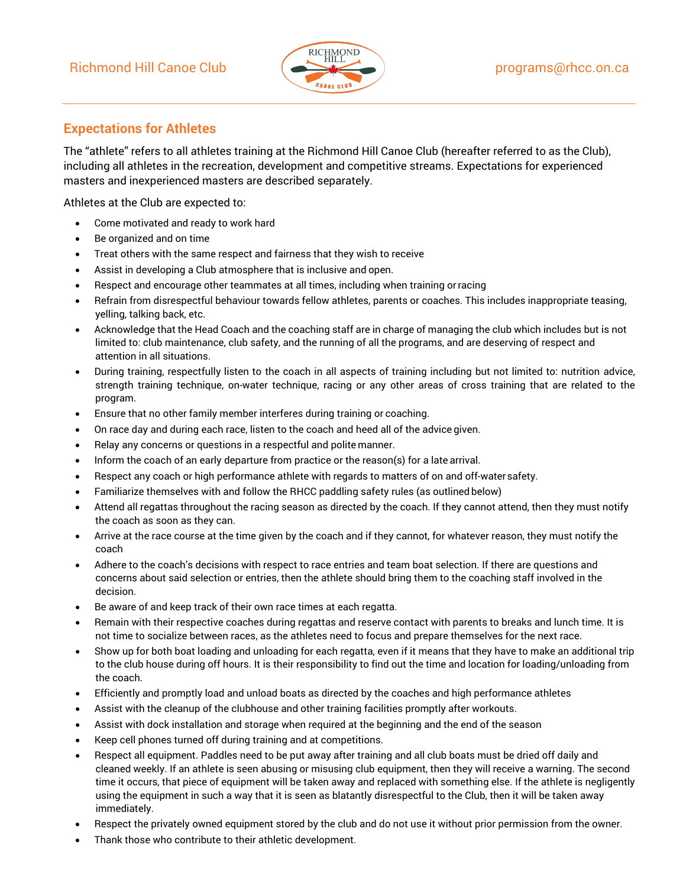## Expectations for Athletes

The "athlete" refers to all athletes training at the Richmond Hill Canoe Club (hereafter referred to as the Club), including all athletes in the recreation, development and competitive streams. Expectations for experienced masters and inexperienced masters are described separately.

Athletes at the Club are expected to:

- Come motivated and ready to work hard
- Be organized and on time
- Treat others with the same respect and fairness that they wish to receive
- Assist in developing a Club atmosphere that is inclusive and open.
- Respect and encourage other teammates at all times, including when training or racing
- Refrain from disrespectful behaviour towards fellow athletes, parents or coaches. This includes inappropriate teasing, yelling, talking back, etc.
- Acknowledge that the Head Coach and the coaching staff are in charge of managing the club which includes but is not limited to: club maintenance, club safety, and the running of all the programs, and are deserving of respect and attention in all situations.
- During training, respectfully listen to the coach in all aspects of training including but not limited to: nutrition advice, strength training technique, on-water technique, racing or any other areas of cross training that are related to the program.
- Ensure that no other family member interferes during training or coaching.
- On race day and during each race, listen to the coach and heed all of the advice given.
- Relay any concerns or questions in a respectful and polite manner.
- Inform the coach of an early departure from practice or the reason(s) for a late arrival.
- Respect any coach or high performance athlete with regards to matters of on and off-water safety.
- Familiarize themselves with and follow the RHCC paddling safety rules (as outlined below)
- Attend all regattas throughout the racing season as directed by the coach. If they cannot attend, then they must notify the coach as soon as they can.
- Arrive at the race course at the time given by the coach and if they cannot, for whatever reason, they must notify the coach
- Adhere to the coach's decisions with respect to race entries and team boat selection. If there are questions and concerns about said selection or entries, then the athlete should bring them to the coaching staff involved in the decision.
- Be aware of and keep track of their own race times at each regatta.
- Remain with their respective coaches during regattas and reserve contact with parents to breaks and lunch time. It is not time to socialize between races, as the athletes need to focus and prepare themselves for the next race.
- Show up for both boat loading and unloading for each regatta, even if it means that they have to make an additional trip to the club house during off hours. It is their responsibility to find out the time and location for loading/unloading from the coach.
- Efficiently and promptly load and unload boats as directed by the coaches and high performance athletes
- Assist with the cleanup of the clubhouse and other training facilities promptly after workouts.
- Assist with dock installation and storage when required at the beginning and the end of the season
- Keep cell phones turned off during training and at competitions.
- Respect all equipment. Paddles need to be put away after training and all club boats must be dried off daily and cleaned weekly. If an athlete is seen abusing or misusing club equipment, then they will receive a warning. The second time it occurs, that piece of equipment will be taken away and replaced with something else. If the athlete is negligently using the equipment in such a way that it is seen as blatantly disrespectful to the Club, then it will be taken away immediately.
- Respect the privately owned equipment stored by the club and do not use it without prior permission from the owner.
- Thank those who contribute to their athletic development.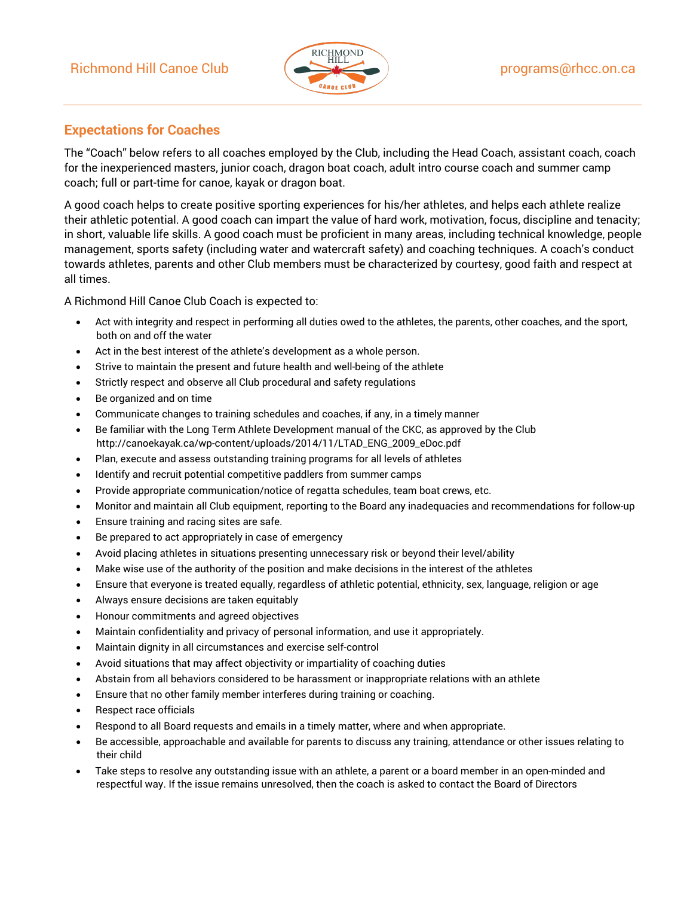## Expectations for Coaches

The "Coach" below refers to all coaches employed by the Club, including the Head Coach, assistant coach, coach for the inexperienced masters, junior coach, dragon boat coach, adult intro course coach and summer camp coach; full or part-time for canoe, kayak or dragon boat.

A good coach helps to create positive sporting experiences for his/her athletes, and helps each athlete realize their athletic potential. A good coach can impart the value of hard work, motivation, focus, discipline and tenacity; in short, valuable life skills. A good coach must be proficient in many areas, including technical knowledge, people management, sports safety (including water and watercraft safety) and coaching techniques. A coach's conduct towards athletes, parents and other Club members must be characterized by courtesy, good faith and respect at all times.

A Richmond Hill Canoe Club Coach is expected to:

- Act with integrity and respect in performing all duties owed to the athletes, the parents, other coaches, and the sport, both on and off the water
- Act in the best interest of the athlete's development as a whole person.
- Strive to maintain the present and future health and well-being of the athlete
- Strictly respect and observe all Club procedural and safety regulations
- Be organized and on time
- Communicate changes to training schedules and coaches, if any, in a timely manner
- Be familiar with the Long Term Athlete Development manual of the CKC, as approved by the Club http://canoekayak.ca/wp-content/uploads/2014/11/LTAD_ENG_2009_eDoc.pdf
- Plan, execute and assess outstanding training programs for all levels of athletes
- Identify and recruit potential competitive paddlers from summer camps
- Provide appropriate communication/notice of regatta schedules, team boat crews, etc.
- Monitor and maintain all Club equipment, reporting to the Board any inadequacies and recommendations for follow-up
- Ensure training and racing sites are safe.
- Be prepared to act appropriately in case of emergency
- Avoid placing athletes in situations presenting unnecessary risk or beyond their level/ability
- Make wise use of the authority of the position and make decisions in the interest of the athletes
- Ensure that everyone is treated equally, regardless of athletic potential, ethnicity, sex, language, religion or age
- Always ensure decisions are taken equitably
- Honour commitments and agreed objectives
- Maintain confidentiality and privacy of personal information, and use it appropriately.
- Maintain dignity in all circumstances and exercise self-control
- Avoid situations that may affect objectivity or impartiality of coaching duties
- Abstain from all behaviors considered to be harassment or inappropriate relations with an athlete
- Ensure that no other family member interferes during training or coaching.
- Respect race officials
- Respond to all Board requests and emails in a timely matter, where and when appropriate.
- Be accessible, approachable and available for parents to discuss any training, attendance or other issues relating to their child
- Take steps to resolve any outstanding issue with an athlete, a parent or a board member in an open-minded and respectful way. If the issue remains unresolved, then the coach is asked to contact the Board of Directors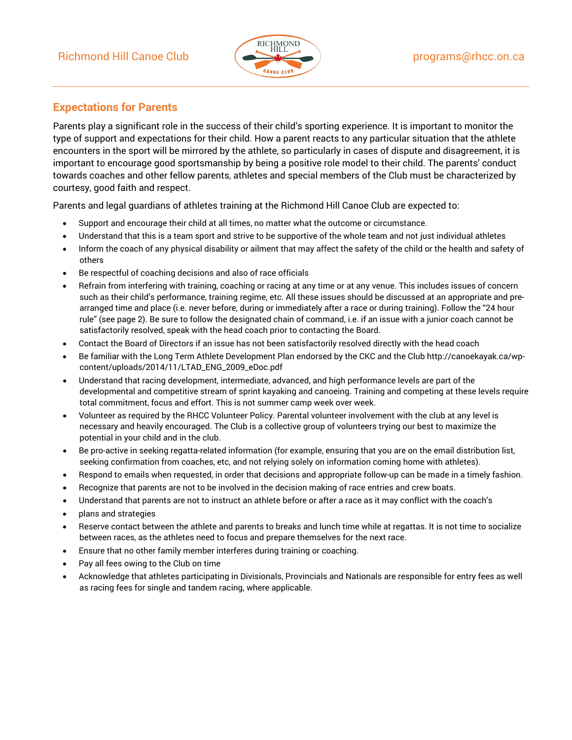## Expectations for Parents

Parents play a significant role in the success of their child's sporting experience. It is important to monitor the type of support and expectations for their child. How a parent reacts to any particular situation that the athlete encounters in the sport will be mirrored by the athlete, so particularly in cases of dispute and disagreement, it is important to encourage good sportsmanship by being a positive role model to their child. The parents' conduct towards coaches and other fellow parents, athletes and special members of the Club must be characterized by courtesy, good faith and respect.

Parents and legal guardians of athletes training at the Richmond Hill Canoe Club are expected to:

- Support and encourage their child at all times, no matter what the outcome or circumstance.
- Understand that this is a team sport and strive to be supportive of the whole team and not just individual athletes
- Inform the coach of any physical disability or ailment that may affect the safety of the child or the health and safety of others
- Be respectful of coaching decisions and also of race officials
- Refrain from interfering with training, coaching or racing at any time or at any venue. This includes issues of concern such as their child's performance, training regime, etc. All these issues should be discussed at an appropriate and pre-arranged time and place (i.e. never before, during or immediately after a race or during training). Follow the "24 hour rule" (see page 2). Be sure to follow the designated chain of command, i.e. if an issue with a junior coach cannot be satisfactorily resolved, speak with the head coach prior to contacting the Board.
- Contact the Board of Directors if an issue has not been satisfactorily resolved directly with the head coach
- Be familiar with the Long Term Athlete Development Plan endorsed by the CKC and the Club http://canoekayak.ca/wp-content/uploads/2014/11/LTAD_ENG_2009_eDoc.pdf
- Understand that racing development, intermediate, advanced, and high performance levels are part of the developmental and competitive stream of sprint kayaking and canoeing. Training and competing at these levels require total commitment, focus and effort. This is not summer camp week over week.
- Volunteer as required by the RHCC Volunteer Policy. Parental volunteer involvement with the club at any level is necessary and heavily encouraged. The Club is a collective group of volunteers trying our best to maximize the potential in your child and in the club.
- Be pro-active in seeking regatta-related information (for example, ensuring that you are on the email distribution list, seeking confirmation from coaches, etc, and not relying solely on information coming home with athletes).
- Respond to emails when requested, in order that decisions and appropriate follow-up can be made in a timely fashion.
- Recognize that parents are not to be involved in the decision making of race entries and crew boats.
- Understand that parents are not to instruct an athlete before or after a race as it may conflict with the coach's
- plans and strategies
- Reserve contact between the athlete and parents to breaks and lunch time while at regattas. It is not time to socialize between races, as the athletes need to focus and prepare themselves for the next race.
- Ensure that no other family member interferes during training or coaching.
- Pay all fees owing to the Club on time
- Acknowledge that athletes participating in Divisionals, Provincials and Nationals are responsible for entry fees as well as racing fees for single and tandem racing, where applicable.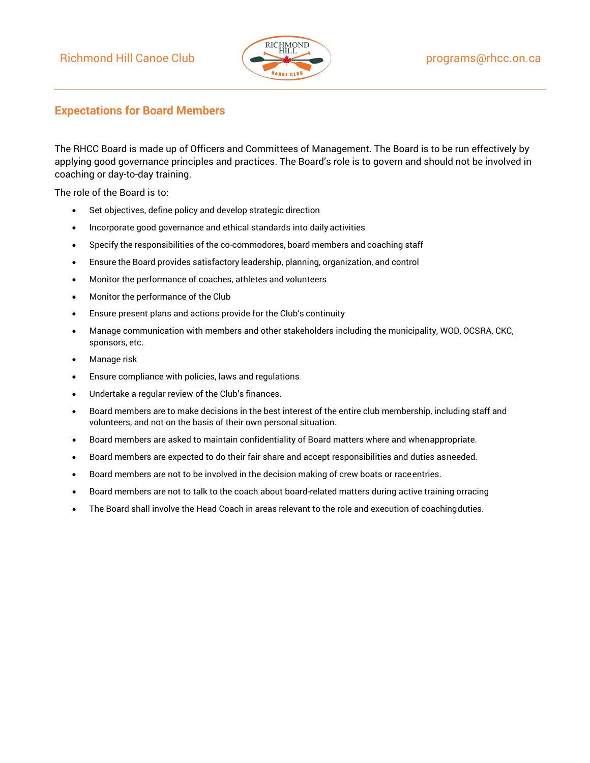## Expectations for Board Members

The RHCC Board is made up of Officers and Committees of Management. The Board is to be run effectively by applying good governance principles and practices. The Board's role is to govern and should not be involved in coaching or day-to-day training.

The role of the Board is to:

- Set objectives, define policy and develop strategic direction
- Incorporate good governance and ethical standards into daily activities
- Specify the responsibilities of the co-commodores, board members and coaching staff
- Ensure the Board provides satisfactory leadership, planning, organization, and control
- Monitor the performance of coaches, athletes and volunteers
- Monitor the performance of the Club
- Ensure present plans and actions provide for the Club's continuity
- Manage communication with members and other stakeholders including the municipality, WOD, OCSRA, CKC, sponsors, etc.
- Manage risk
- Ensure compliance with policies, laws and regulations
- Undertake a regular review of the Club's finances.
- Board members are to make decisions in the best interest of the entire club membership, including staff and volunteers, and not on the basis of their own personal situation.
- Board members are asked to maintain confidentiality of Board matters where and when appropriate.
- Board members are expected to do their fair share and accept responsibilities and duties as needed.
- Board members are not to be involved in the decision making of crew boats or race entries.
- Board members are not to talk to the coach about board-related matters during active training or racing
- The Board shall involve the Head Coach in areas relevant to the role and execution of coaching duties.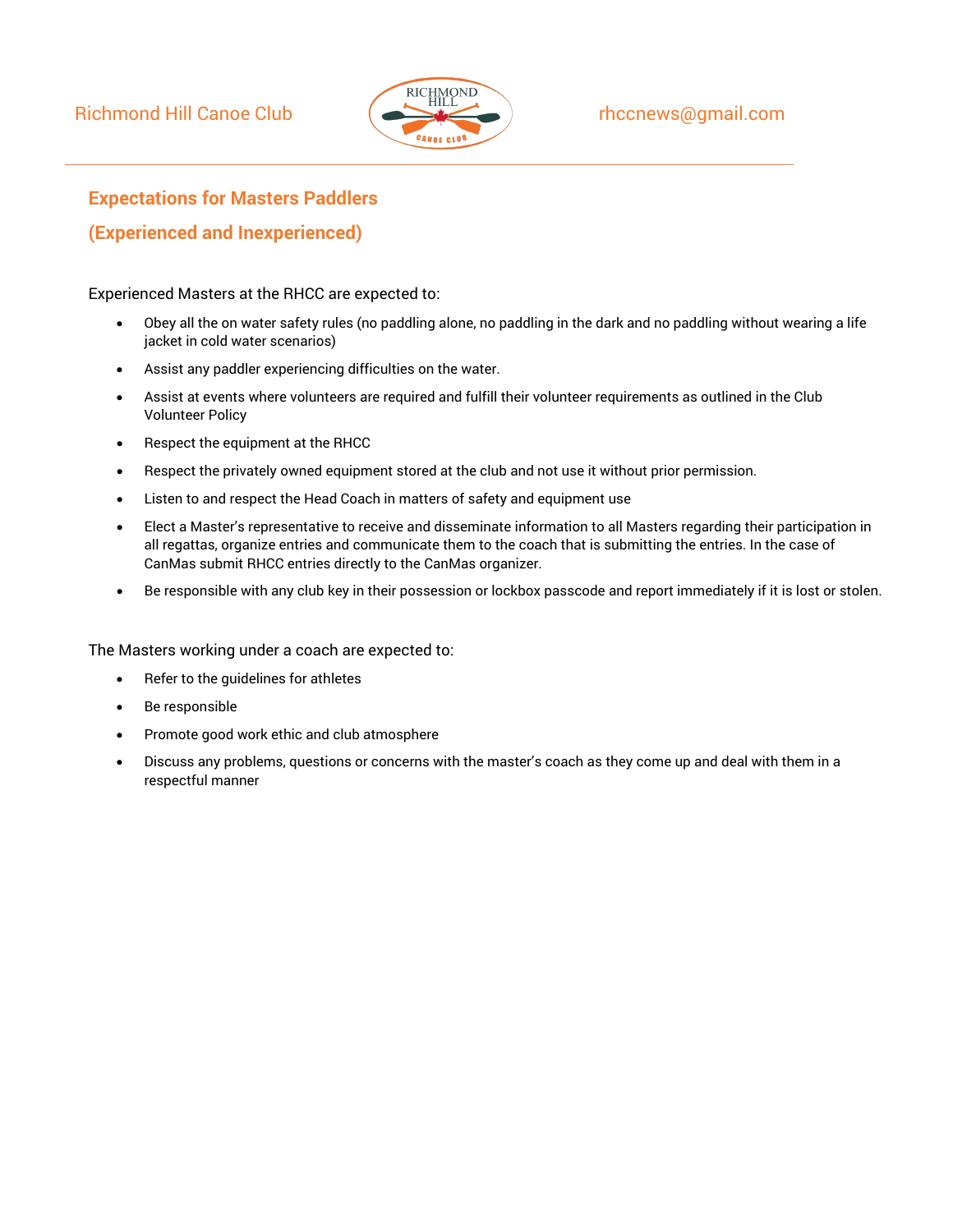## Expectations for Masters Paddlers

## (Experienced and Inexperienced)

Experienced Masters at the RHCC are expected to:

- Obey all the on water safety rules (no paddling alone, no paddling in the dark and no paddling without wearing a life jacket in cold water scenarios)
- Assist any paddler experiencing difficulties on the water.
- Assist at events where volunteers are required and fulfill their volunteer requirements as outlined in the Club Volunteer Policy
- Respect the equipment at the RHCC
- Respect the privately owned equipment stored at the club and not use it without prior permission.
- Listen to and respect the Head Coach in matters of safety and equipment use
- Elect a Master's representative to receive and disseminate information to all Masters regarding their participation in all regattas, organize entries and communicate them to the coach that is submitting the entries. In the case of CanMas submit RHCC entries directly to the CanMas organizer.
- Be responsible with any club key in their possession or lockbox passcode and report immediately if it is lost or stolen.

The Masters working under a coach are expected to:

- Refer to the guidelines for athletes
- Be responsible
- Promote good work ethic and club atmosphere
- Discuss any problems, questions or concerns with the master's coach as they come up and deal with them in a respectful manner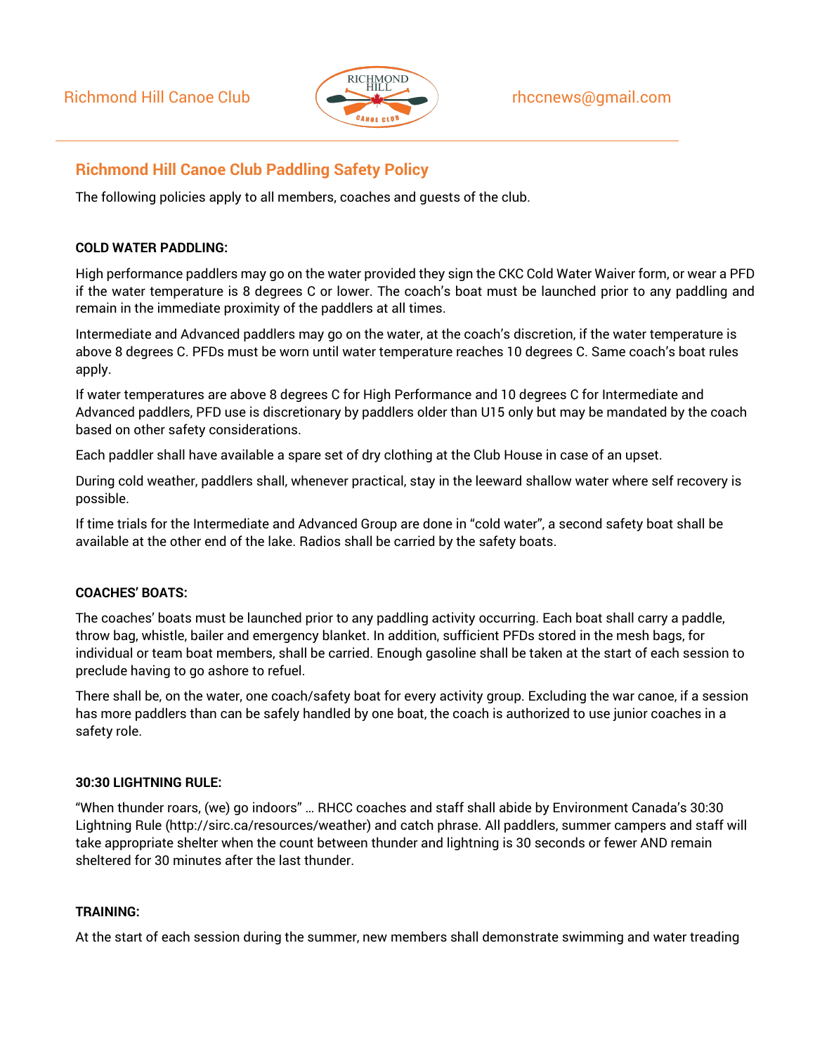## Richmond Hill Canoe Club Paddling Safety Policy

The following policies apply to all members, coaches and guests of the club.

**COLD WATER PADDLING:**

High performance paddlers may go on the water provided they sign the CKC Cold Water Waiver form, or wear a PFD if the water temperature is 8 degrees C or lower. The coach's boat must be launched prior to any paddling and remain in the immediate proximity of the paddlers at all times.

Intermediate and Advanced paddlers may go on the water, at the coach's discretion, if the water temperature is above 8 degrees C. PFDs must be worn until water temperature reaches 10 degrees C. Same coach's boat rules apply.

If water temperatures are above 8 degrees C for High Performance and 10 degrees C for Intermediate and Advanced paddlers, PFD use is discretionary by paddlers older than U15 only but may be mandated by the coach based on other safety considerations.

Each paddler shall have available a spare set of dry clothing at the Club House in case of an upset.

During cold weather, paddlers shall, whenever practical, stay in the leeward shallow water where self recovery is possible.

If time trials for the Intermediate and Advanced Group are done in "cold water", a second safety boat shall be available at the other end of the lake. Radios shall be carried by the safety boats.

**COACHES' BOATS:**

The coaches' boats must be launched prior to any paddling activity occurring. Each boat shall carry a paddle, throw bag, whistle, bailer and emergency blanket. In addition, sufficient PFDs stored in the mesh bags, for individual or team boat members, shall be carried. Enough gasoline shall be taken at the start of each session to preclude having to go ashore to refuel.

There shall be, on the water, one coach/safety boat for every activity group. Excluding the war canoe, if a session has more paddlers than can be safely handled by one boat, the coach is authorized to use junior coaches in a safety role.

**30:30 LIGHTNING RULE:**

"When thunder roars, (we) go indoors" … RHCC coaches and staff shall abide by Environment Canada's 30:30 Lightning Rule (http://sirc.ca/resources/weather) and catch phrase. All paddlers, summer campers and staff will take appropriate shelter when the count between thunder and lightning is 30 seconds or fewer AND remain sheltered for 30 minutes after the last thunder.

**TRAINING:**

At the start of each session during the summer, new members shall demonstrate swimming and water treading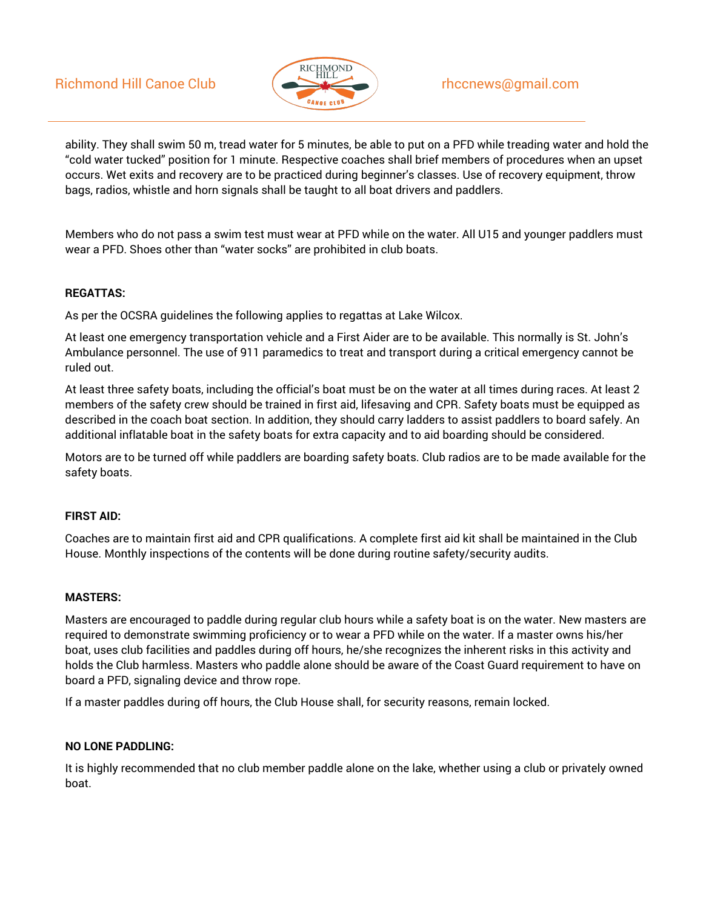ability. They shall swim 50 m, tread water for 5 minutes, be able to put on a PFD while treading water and hold the “cold water tucked” position for 1 minute. Respective coaches shall brief members of procedures when an upset occurs. Wet exits and recovery are to be practiced during beginner’s classes. Use of recovery equipment, throw bags, radios, whistle and horn signals shall be taught to all boat drivers and paddlers.

Members who do not pass a swim test must wear at PFD while on the water. All U15 and younger paddlers must wear a PFD. Shoes other than “water socks” are prohibited in club boats.

**REGATTAS:**

As per the OCSRA guidelines the following applies to regattas at Lake Wilcox.

At least one emergency transportation vehicle and a First Aider are to be available. This normally is St. John’s Ambulance personnel. The use of 911 paramedics to treat and transport during a critical emergency cannot be ruled out.

At least three safety boats, including the official’s boat must be on the water at all times during races. At least 2 members of the safety crew should be trained in first aid, lifesaving and CPR. Safety boats must be equipped as described in the coach boat section. In addition, they should carry ladders to assist paddlers to board safely. An additional inflatable boat in the safety boats for extra capacity and to aid boarding should be considered.

Motors are to be turned off while paddlers are boarding safety boats. Club radios are to be made available for the safety boats.

**FIRST AID:**

Coaches are to maintain first aid and CPR qualifications. A complete first aid kit shall be maintained in the Club House. Monthly inspections of the contents will be done during routine safety/security audits.

**MASTERS:**

Masters are encouraged to paddle during regular club hours while a safety boat is on the water. New masters are required to demonstrate swimming proficiency or to wear a PFD while on the water. If a master owns his/her boat, uses club facilities and paddles during off hours, he/she recognizes the inherent risks in this activity and holds the Club harmless. Masters who paddle alone should be aware of the Coast Guard requirement to have on board a PFD, signaling device and throw rope.

If a master paddles during off hours, the Club House shall, for security reasons, remain locked.

**NO LONE PADDLING:**

It is highly recommended that no club member paddle alone on the lake, whether using a club or privately owned boat.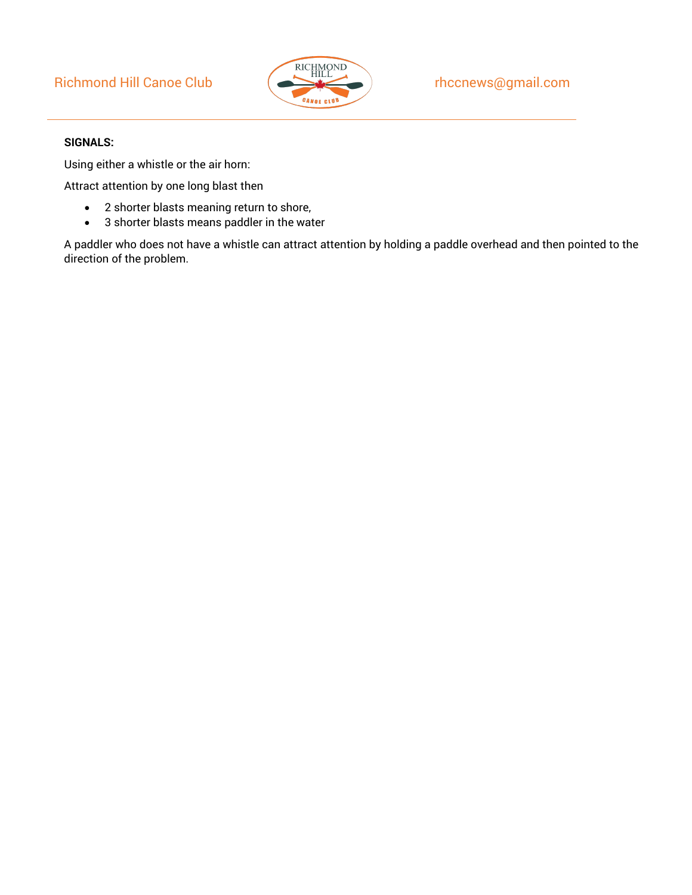**SIGNALS:**

Using either a whistle or the air horn:

Attract attention by one long blast then

- 2 shorter blasts meaning return to shore,
- 3 shorter blasts means paddler in the water

A paddler who does not have a whistle can attract attention by holding a paddle overhead and then pointed to the direction of the problem.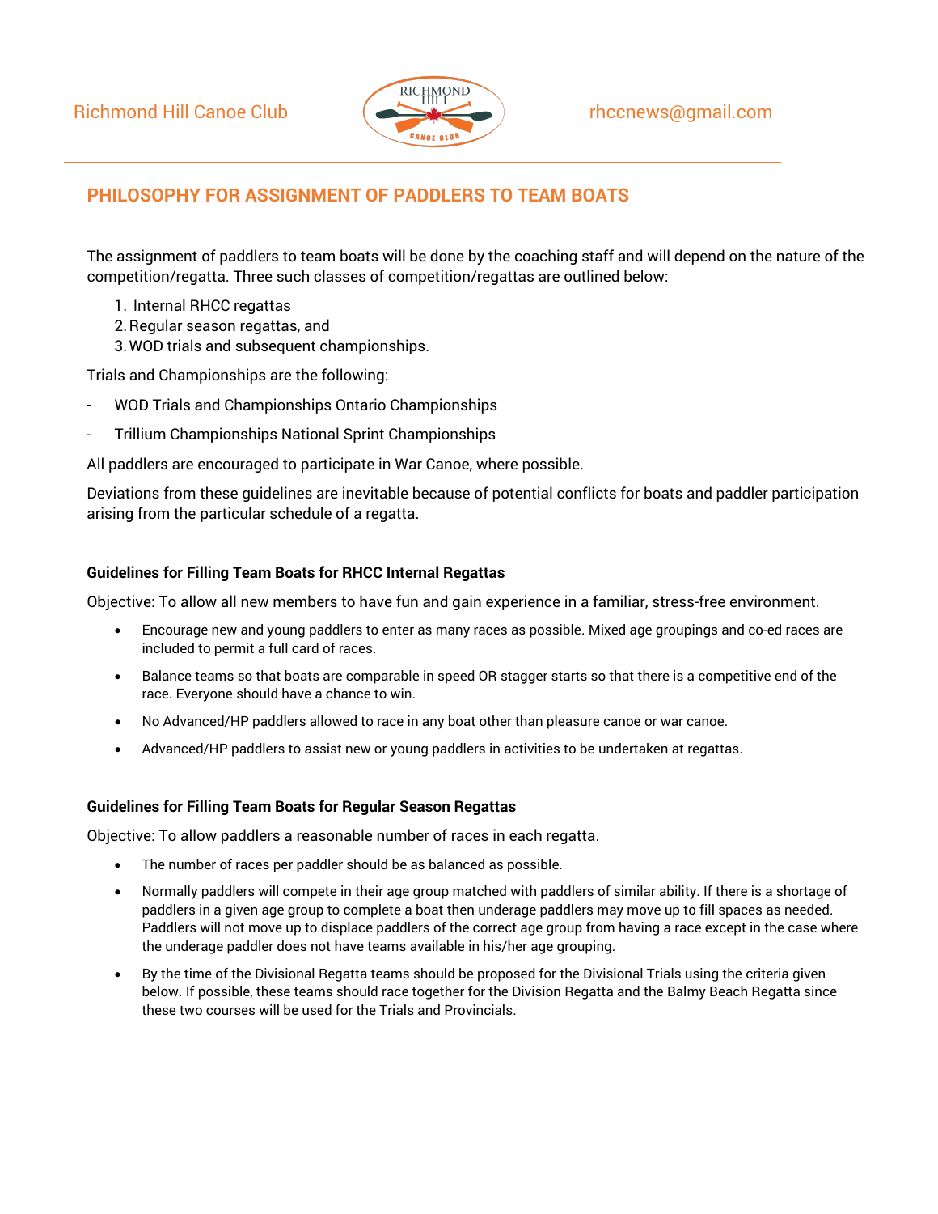Richmond Hill Canoe Club rhccnews@gmail.com

## PHILOSOPHY FOR ASSIGNMENT OF PADDLERS TO TEAM BOATS

The assignment of paddlers to team boats will be done by the coaching staff and will depend on the nature of the competition/regatta. Three such classes of competition/regattas are outlined below:

1. Internal RHCC regattas
2. Regular season regattas, and
3. WOD trials and subsequent championships.

Trials and Championships are the following:

- WOD Trials and Championships Ontario Championships
- Trillium Championships National Sprint Championships

All paddlers are encouraged to participate in War Canoe, where possible.

Deviations from these guidelines are inevitable because of potential conflicts for boats and paddler participation arising from the particular schedule of a regatta.

### Guidelines for Filling Team Boats for RHCC Internal Regattas

Objective: To allow all new members to have fun and gain experience in a familiar, stress-free environment.

- Encourage new and young paddlers to enter as many races as possible. Mixed age groupings and co-ed races are included to permit a full card of races.
- Balance teams so that boats are comparable in speed OR stagger starts so that there is a competitive end of the race. Everyone should have a chance to win.
- No Advanced/HP paddlers allowed to race in any boat other than pleasure canoe or war canoe.
- Advanced/HP paddlers to assist new or young paddlers in activities to be undertaken at regattas.

### Guidelines for Filling Team Boats for Regular Season Regattas

Objective: To allow paddlers a reasonable number of races in each regatta.

- The number of races per paddler should be as balanced as possible.
- Normally paddlers will compete in their age group matched with paddlers of similar ability. If there is a shortage of paddlers in a given age group to complete a boat then underage paddlers may move up to fill spaces as needed. Paddlers will not move up to displace paddlers of the correct age group from having a race except in the case where the underage paddler does not have teams available in his/her age grouping.
- By the time of the Divisional Regatta teams should be proposed for the Divisional Trials using the criteria given below. If possible, these teams should race together for the Division Regatta and the Balmy Beach Regatta since these two courses will be used for the Trials and Provincials.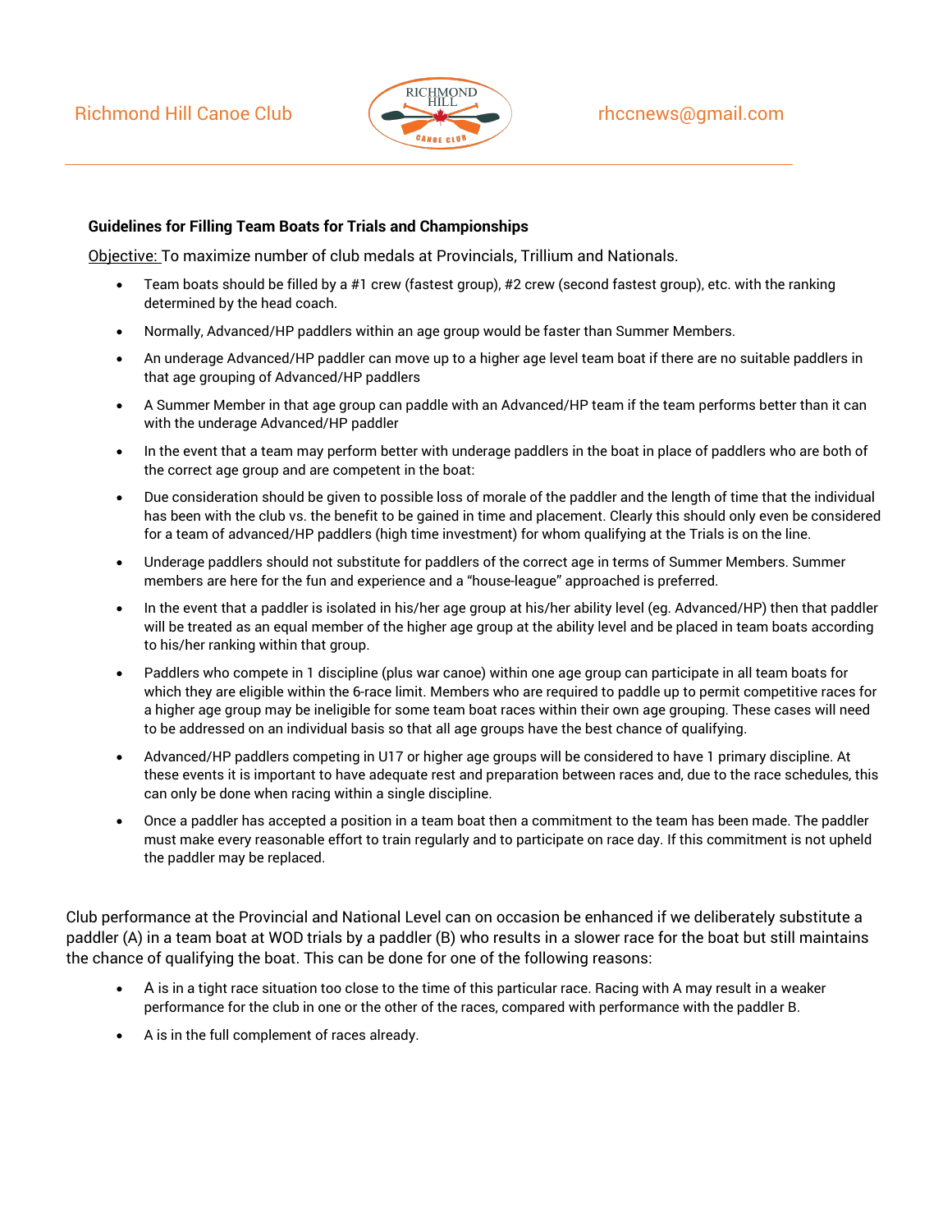Richmond Hill Canoe Club rhccnews@gmail.com

**Guidelines for Filling Team Boats for Trials and Championships**

Objective: To maximize number of club medals at Provincials, Trillium and Nationals.

- Team boats should be filled by a #1 crew (fastest group), #2 crew (second fastest group), etc. with the ranking determined by the head coach.
- Normally, Advanced/HP paddlers within an age group would be faster than Summer Members.
- An underage Advanced/HP paddler can move up to a higher age level team boat if there are no suitable paddlers in that age grouping of Advanced/HP paddlers
- A Summer Member in that age group can paddle with an Advanced/HP team if the team performs better than it can with the underage Advanced/HP paddler
- In the event that a team may perform better with underage paddlers in the boat in place of paddlers who are both of the correct age group and are competent in the boat:
- Due consideration should be given to possible loss of morale of the paddler and the length of time that the individual has been with the club vs. the benefit to be gained in time and placement. Clearly this should only even be considered for a team of advanced/HP paddlers (high time investment) for whom qualifying at the Trials is on the line.
- Underage paddlers should not substitute for paddlers of the correct age in terms of Summer Members. Summer members are here for the fun and experience and a "house-league" approached is preferred.
- In the event that a paddler is isolated in his/her age group at his/her ability level (eg. Advanced/HP) then that paddler will be treated as an equal member of the higher age group at the ability level and be placed in team boats according to his/her ranking within that group.
- Paddlers who compete in 1 discipline (plus war canoe) within one age group can participate in all team boats for which they are eligible within the 6-race limit. Members who are required to paddle up to permit competitive races for a higher age group may be ineligible for some team boat races within their own age grouping. These cases will need to be addressed on an individual basis so that all age groups have the best chance of qualifying.
- Advanced/HP paddlers competing in U17 or higher age groups will be considered to have 1 primary discipline. At these events it is important to have adequate rest and preparation between races and, due to the race schedules, this can only be done when racing within a single discipline.
- Once a paddler has accepted a position in a team boat then a commitment to the team has been made. The paddler must make every reasonable effort to train regularly and to participate on race day. If this commitment is not upheld the paddler may be replaced.

Club performance at the Provincial and National Level can on occasion be enhanced if we deliberately substitute a paddler (A) in a team boat at WOD trials by a paddler (B) who results in a slower race for the boat but still maintains the chance of qualifying the boat. This can be done for one of the following reasons:

- A is in a tight race situation too close to the time of this particular race. Racing with A may result in a weaker performance for the club in one or the other of the races, compared with performance with the paddler B.
- A is in the full complement of races already.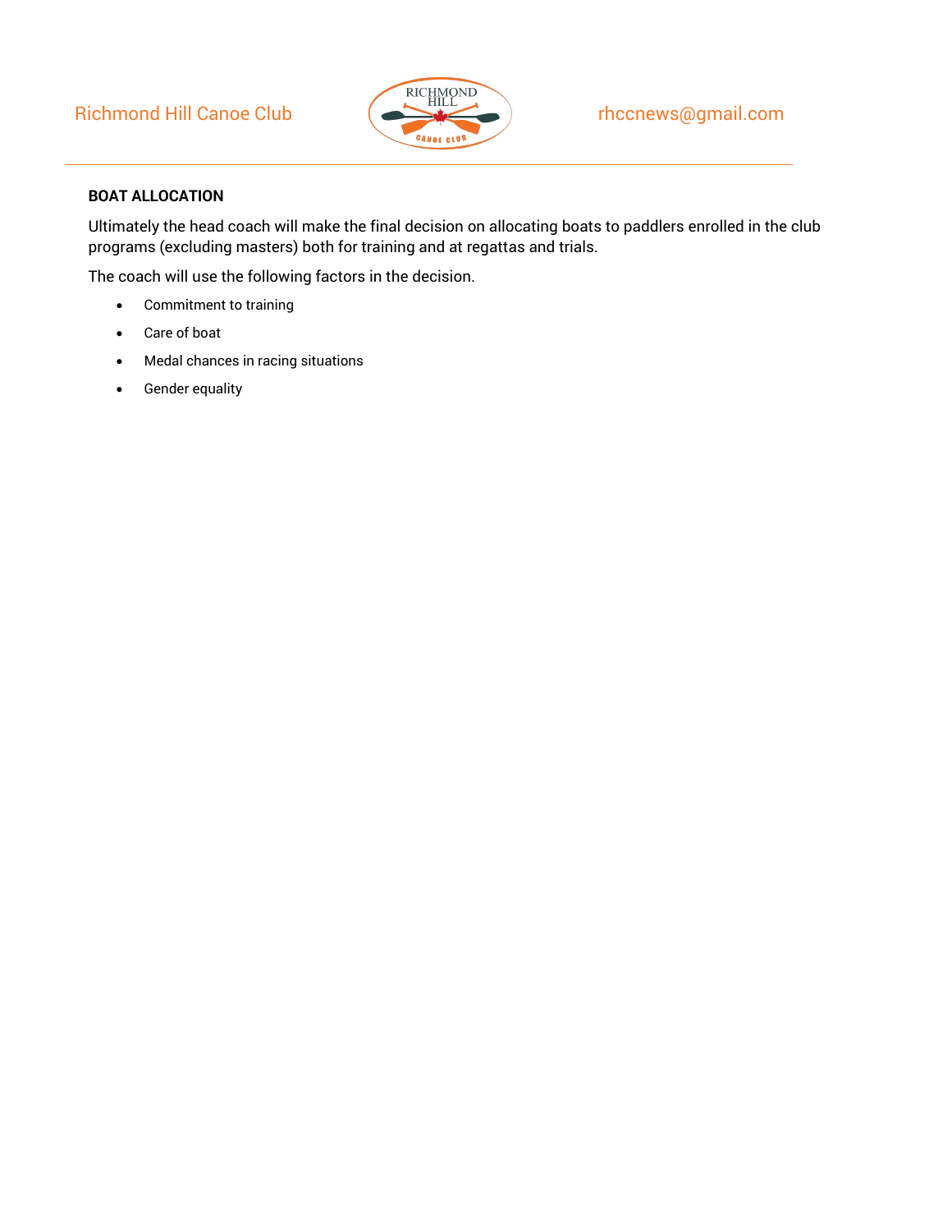## BOAT ALLOCATION

Ultimately the head coach will make the final decision on allocating boats to paddlers enrolled in the club programs (excluding masters) both for training and at regattas and trials.

The coach will use the following factors in the decision.

- Commitment to training
- Care of boat
- Medal chances in racing situations
- Gender equality